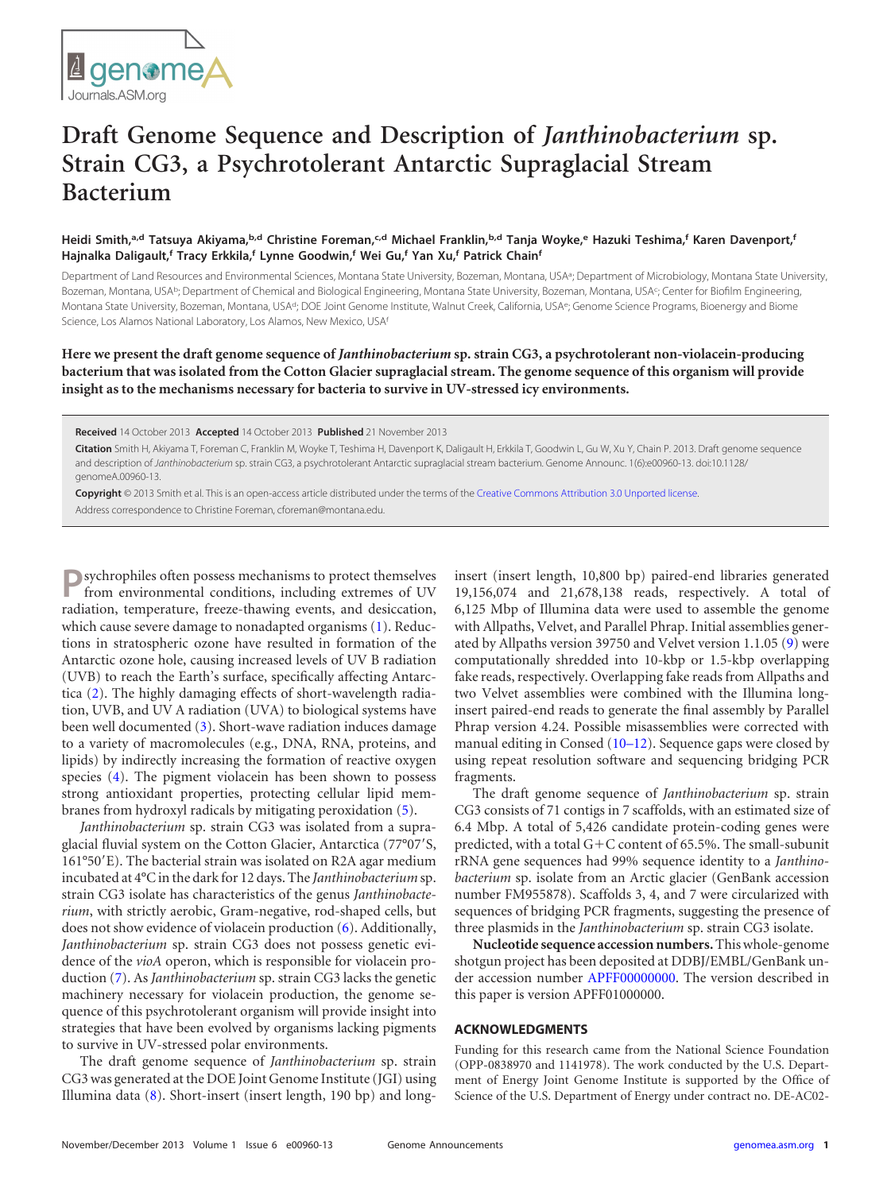# Draft Genome Sequence and Description of *Janthinobacterium* sp. Strain CG3, a Psychrotolerant Antarctic Supraglacial Stream Bacterium

**Heidi Smith,[a,d] Tatsuya Akiyama,[b,d] Christine Foreman,[c,d] Michael Franklin,[b,d] Tanja Woyke,[e] Hazuki Teshima,[f] Karen Davenport,[f] Hajnalka Daligault,[f] Tracy Erkkila,[f] Lynne Goodwin,[f] Wei Gu,[f] Yan Xu,[f] Patrick Chain[f]**

Department of Land Resources and Environmental Sciences, Montana State University, Bozeman, Montana, USA[a]; Department of Microbiology, Montana State University, Bozeman, Montana, USA[b]; Department of Chemical and Biological Engineering, Montana State University, Bozeman, Montana, USA[c]; Center for Biofilm Engineering, Montana State University, Bozeman, Montana, USA[d]; DOE Joint Genome Institute, Walnut Creek, California, USA[e]; Genome Science Programs, Bioenergy and Biome Science, Los Alamos National Laboratory, Los Alamos, New Mexico, USA[f]

**Here we present the draft genome sequence of *Janthinobacterium* sp. strain CG3, a psychrotolerant non-violacein-producing bacterium that was isolated from the Cotton Glacier supraglacial stream. The genome sequence of this organism will provide insight as to the mechanisms necessary for bacteria to survive in UV-stressed icy environments.**

**Received** 14 October 2013 **Accepted** 14 October 2013 **Published** 21 November 2013

**Citation** Smith H, Akiyama T, Foreman C, Franklin M, Woyke T, Teshima H, Davenport K, Daligault H, Erkkila T, Goodwin L, Gu W, Xu Y, Chain P. 2013. Draft genome sequence and description of *Janthinobacterium* sp. strain CG3, a psychrotolerant Antarctic supraglacial stream bacterium. Genome Announc. 1(6):e00960-13. doi:10.1128/genomeA.00960-13.

**Copyright** © 2013 Smith et al. This is an open-access article distributed under the terms of the Creative Commons Attribution 3.0 Unported license.

Address correspondence to Christine Foreman, cforeman@montana.edu.

Psychrophiles often possess mechanisms to protect themselves from environmental conditions, including extremes of UV radiation, temperature, freeze-thawing events, and desiccation, which cause severe damage to nonadapted organisms (1). Reductions in stratospheric ozone have resulted in formation of the Antarctic ozone hole, causing increased levels of UV B radiation (UVB) to reach the Earth's surface, specifically affecting Antarctica (2). The highly damaging effects of short-wavelength radiation, UVB, and UV A radiation (UVA) to biological systems have been well documented (3). Short-wave radiation induces damage to a variety of macromolecules (e.g., DNA, RNA, proteins, and lipids) by indirectly increasing the formation of reactive oxygen species (4). The pigment violacein has been shown to possess strong antioxidant properties, protecting cellular lipid membranes from hydroxyl radicals by mitigating peroxidation (5).

*Janthinobacterium* sp. strain CG3 was isolated from a supraglacial fluvial system on the Cotton Glacier, Antarctica (77°07′S, 161°50′E). The bacterial strain was isolated on R2A agar medium incubated at 4°C in the dark for 12 days. The *Janthinobacterium* sp. strain CG3 isolate has characteristics of the genus *Janthinobacterium*, with strictly aerobic, Gram-negative, rod-shaped cells, but does not show evidence of violacein production (6). Additionally, *Janthinobacterium* sp. strain CG3 does not possess genetic evidence of the *vioA* operon, which is responsible for violacein production (7). As *Janthinobacterium* sp. strain CG3 lacks the genetic machinery necessary for violacein production, the genome sequence of this psychrotolerant organism will provide insight into strategies that have been evolved by organisms lacking pigments to survive in UV-stressed polar environments.

The draft genome sequence of *Janthinobacterium* sp. strain CG3 was generated at the DOE Joint Genome Institute (JGI) using Illumina data (8). Short-insert (insert length, 190 bp) and long-insert (insert length, 10,800 bp) paired-end libraries generated 19,156,074 and 21,678,138 reads, respectively. A total of 6,125 Mbp of Illumina data were used to assemble the genome with Allpaths, Velvet, and Parallel Phrap. Initial assemblies generated by Allpaths version 39750 and Velvet version 1.1.05 (9) were computationally shredded into 10-kbp or 1.5-kbp overlapping fake reads, respectively. Overlapping fake reads from Allpaths and two Velvet assemblies were combined with the Illumina long-insert paired-end reads to generate the final assembly by Parallel Phrap version 4.24. Possible misassemblies were corrected with manual editing in Consed (10–12). Sequence gaps were closed by using repeat resolution software and sequencing bridging PCR fragments.

The draft genome sequence of *Janthinobacterium* sp. strain CG3 consists of 71 contigs in 7 scaffolds, with an estimated size of 6.4 Mbp. A total of 5,426 candidate protein-coding genes were predicted, with a total G+C content of 65.5%. The small-subunit rRNA gene sequences had 99% sequence identity to a *Janthinobacterium* sp. isolate from an Arctic glacier (GenBank accession number FM955878). Scaffolds 3, 4, and 7 were circularized with sequences of bridging PCR fragments, suggesting the presence of three plasmids in the *Janthinobacterium* sp. strain CG3 isolate.

**Nucleotide sequence accession numbers.** This whole-genome shotgun project has been deposited at DDBJ/EMBL/GenBank under accession number APFF00000000. The version described in this paper is version APFF01000000.

## ACKNOWLEDGMENTS

Funding for this research came from the National Science Foundation (OPP-0838970 and 1141978). The work conducted by the U.S. Department of Energy Joint Genome Institute is supported by the Office of Science of the U.S. Department of Energy under contract no. DE-AC02-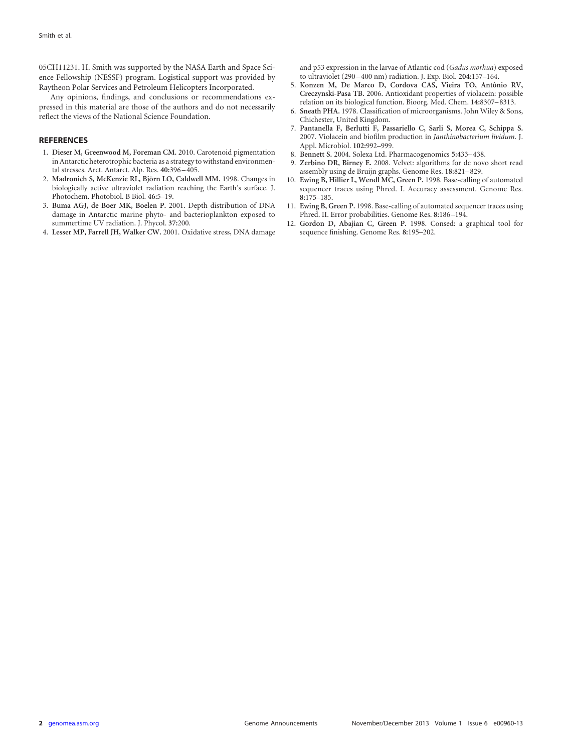05CH11231. H. Smith was supported by the NASA Earth and Space Science Fellowship (NESSF) program. Logistical support was provided by Raytheon Polar Services and Petroleum Helicopters Incorporated.

Any opinions, findings, and conclusions or recommendations expressed in this material are those of the authors and do not necessarily reflect the views of the National Science Foundation.

## REFERENCES

1. **Dieser M, Greenwood M, Foreman CM.** 2010. Carotenoid pigmentation in Antarctic heterotrophic bacteria as a strategy to withstand environmental stresses. Arct. Antarct. Alp. Res. **40:**396–405.
2. **Madronich S, McKenzie RL, Björn LO, Caldwell MM.** 1998. Changes in biologically active ultraviolet radiation reaching the Earth's surface. J. Photochem. Photobiol. B Biol. **46:**5–19.
3. **Buma AGJ, de Boer MK, Boelen P.** 2001. Depth distribution of DNA damage in Antarctic marine phyto- and bacterioplankton exposed to summertime UV radiation. J. Phycol. **37:**200.
4. **Lesser MP, Farrell JH, Walker CW.** 2001. Oxidative stress, DNA damage and p53 expression in the larvae of Atlantic cod (*Gadus morhua*) exposed to ultraviolet (290–400 nm) radiation. J. Exp. Biol. **204:**157–164.
5. **Konzen M, De Marco D, Cordova CAS, Vieira TO, Antônio RV, Creczynski-Pasa TB.** 2006. Antioxidant properties of violacein: possible relation on its biological function. Bioorg. Med. Chem. **14:**8307–8313.
6. **Sneath PHA.** 1978. Classification of microorganisms. John Wiley & Sons, Chichester, United Kingdom.
7. **Pantanella F, Berlutti F, Passariello C, Sarli S, Morea C, Schippa S.** 2007. Violacein and biofilm production in *Janthinobacterium lividum*. J. Appl. Microbiol. **102:**992–999.
8. **Bennett S.** 2004. Solexa Ltd. Pharmacogenomics **5:**433–438.
9. **Zerbino DR, Birney E.** 2008. Velvet: algorithms for de novo short read assembly using de Bruijn graphs. Genome Res. **18:**821–829.
10. **Ewing B, Hillier L, Wendl MC, Green P.** 1998. Base-calling of automated sequencer traces using Phred. I. Accuracy assessment. Genome Res. **8:**175–185.
11. **Ewing B, Green P.** 1998. Base-calling of automated sequencer traces using Phred. II. Error probabilities. Genome Res. **8:**186–194.
12. **Gordon D, Abajian C, Green P.** 1998. Consed: a graphical tool for sequence finishing. Genome Res. **8:**195–202.